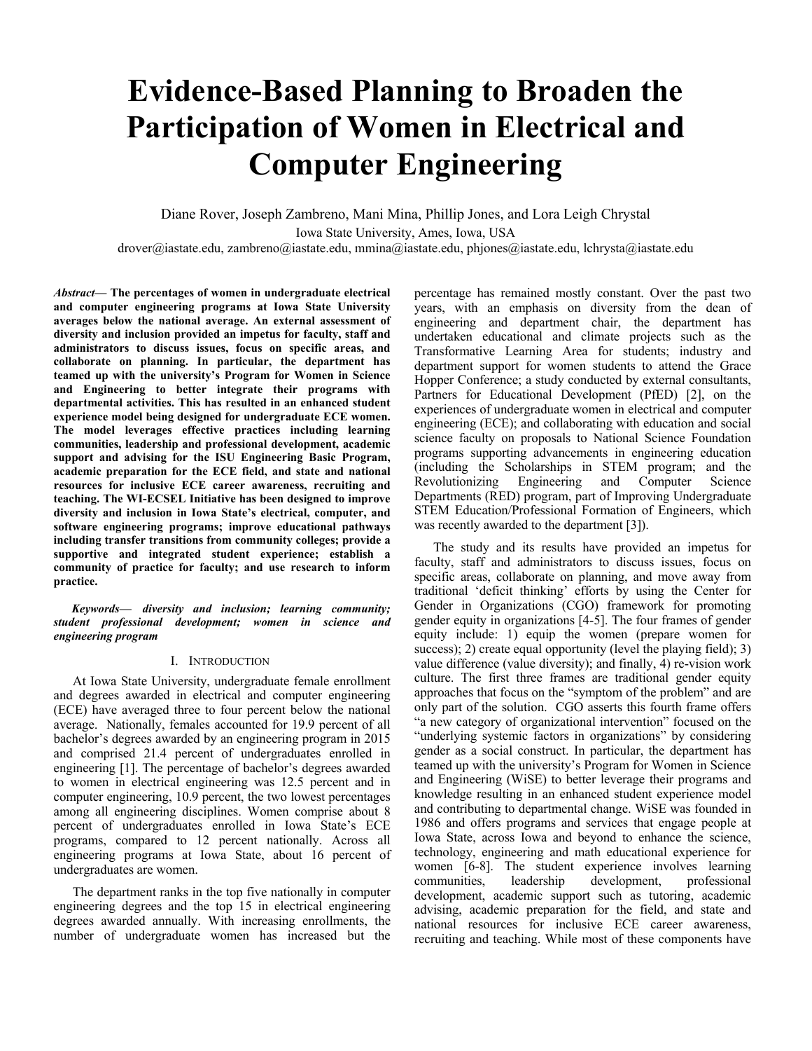# Evidence-Based Planning to Broaden the Participation of Women in Electrical and Computer Engineering

Diane Rover, Joseph Zambreno, Mani Mina, Phillip Jones, and Lora Leigh Chrystal

Iowa State University, Ames, Iowa, USA

drover@iastate.edu, zambreno@iastate.edu, mmina@iastate.edu, phjones@iastate.edu, lchrysta@iastate.edu

***Abstract*— The percentages of women in undergraduate electrical and computer engineering programs at Iowa State University averages below the national average. An external assessment of diversity and inclusion provided an impetus for faculty, staff and administrators to discuss issues, focus on specific areas, and collaborate on planning. In particular, the department has teamed up with the university's Program for Women in Science and Engineering to better integrate their programs with departmental activities. This has resulted in an enhanced student experience model being designed for undergraduate ECE women. The model leverages effective practices including learning communities, leadership and professional development, academic support and advising for the ISU Engineering Basic Program, academic preparation for the ECE field, and state and national resources for inclusive ECE career awareness, recruiting and teaching. The WI-ECSEL Initiative has been designed to improve diversity and inclusion in Iowa State's electrical, computer, and software engineering programs; improve educational pathways including transfer transitions from community colleges; provide a supportive and integrated student experience; establish a community of practice for faculty; and use research to inform practice.**

***Keywords*— *diversity and inclusion; learning community; student professional development; women in science and engineering program***

## I. Introduction

At Iowa State University, undergraduate female enrollment and degrees awarded in electrical and computer engineering (ECE) have averaged three to four percent below the national average. Nationally, females accounted for 19.9 percent of all bachelor's degrees awarded by an engineering program in 2015 and comprised 21.4 percent of undergraduates enrolled in engineering [1]. The percentage of bachelor's degrees awarded to women in electrical engineering was 12.5 percent and in computer engineering, 10.9 percent, the two lowest percentages among all engineering disciplines. Women comprise about 8 percent of undergraduates enrolled in Iowa State's ECE programs, compared to 12 percent nationally. Across all engineering programs at Iowa State, about 16 percent of undergraduates are women.

The department ranks in the top five nationally in computer engineering degrees and the top 15 in electrical engineering degrees awarded annually. With increasing enrollments, the number of undergraduate women has increased but the percentage has remained mostly constant. Over the past two years, with an emphasis on diversity from the dean of engineering and department chair, the department has undertaken educational and climate projects such as the Transformative Learning Area for students; industry and department support for women students to attend the Grace Hopper Conference; a study conducted by external consultants, Partners for Educational Development (PfED) [2], on the experiences of undergraduate women in electrical and computer engineering (ECE); and collaborating with education and social science faculty on proposals to National Science Foundation programs supporting advancements in engineering education (including the Scholarships in STEM program; and the Revolutionizing Engineering and Computer Science Departments (RED) program, part of Improving Undergraduate STEM Education/Professional Formation of Engineers, which was recently awarded to the department [3]).

The study and its results have provided an impetus for faculty, staff and administrators to discuss issues, focus on specific areas, collaborate on planning, and move away from traditional 'deficit thinking' efforts by using the Center for Gender in Organizations (CGO) framework for promoting gender equity in organizations [4-5]. The four frames of gender equity include: 1) equip the women (prepare women for success); 2) create equal opportunity (level the playing field); 3) value difference (value diversity); and finally, 4) re-vision work culture. The first three frames are traditional gender equity approaches that focus on the "symptom of the problem" and are only part of the solution. CGO asserts this fourth frame offers "a new category of organizational intervention" focused on the "underlying systemic factors in organizations" by considering gender as a social construct. In particular, the department has teamed up with the university's Program for Women in Science and Engineering (WiSE) to better leverage their programs and knowledge resulting in an enhanced student experience model and contributing to departmental change. WiSE was founded in 1986 and offers programs and services that engage people at Iowa State, across Iowa and beyond to enhance the science, technology, engineering and math educational experience for women [6-8]. The student experience involves learning communities, leadership development, professional development, academic support such as tutoring, academic advising, academic preparation for the field, and state and national resources for inclusive ECE career awareness, recruiting and teaching. While most of these components have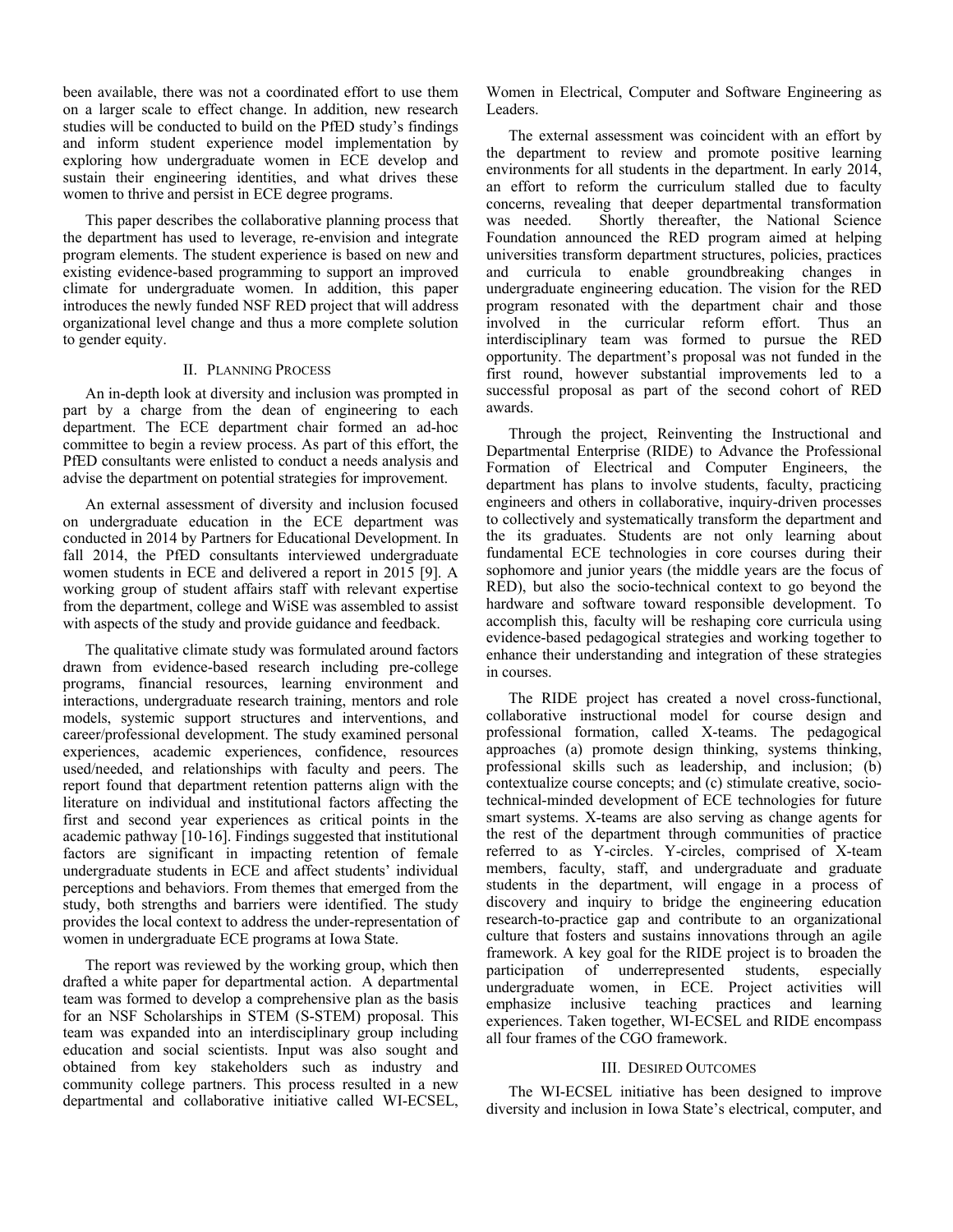been available, there was not a coordinated effort to use them on a larger scale to effect change. In addition, new research studies will be conducted to build on the PfED study's findings and inform student experience model implementation by exploring how undergraduate women in ECE develop and sustain their engineering identities, and what drives these women to thrive and persist in ECE degree programs.

This paper describes the collaborative planning process that the department has used to leverage, re-envision and integrate program elements. The student experience is based on new and existing evidence-based programming to support an improved climate for undergraduate women. In addition, this paper introduces the newly funded NSF RED project that will address organizational level change and thus a more complete solution to gender equity.

## II. Planning Process

An in-depth look at diversity and inclusion was prompted in part by a charge from the dean of engineering to each department. The ECE department chair formed an ad-hoc committee to begin a review process. As part of this effort, the PfED consultants were enlisted to conduct a needs analysis and advise the department on potential strategies for improvement.

An external assessment of diversity and inclusion focused on undergraduate education in the ECE department was conducted in 2014 by Partners for Educational Development. In fall 2014, the PfED consultants interviewed undergraduate women students in ECE and delivered a report in 2015 [9]. A working group of student affairs staff with relevant expertise from the department, college and WiSE was assembled to assist with aspects of the study and provide guidance and feedback.

The qualitative climate study was formulated around factors drawn from evidence-based research including pre-college programs, financial resources, learning environment and interactions, undergraduate research training, mentors and role models, systemic support structures and interventions, and career/professional development. The study examined personal experiences, academic experiences, confidence, resources used/needed, and relationships with faculty and peers. The report found that department retention patterns align with the literature on individual and institutional factors affecting the first and second year experiences as critical points in the academic pathway [10-16]. Findings suggested that institutional factors are significant in impacting retention of female undergraduate students in ECE and affect students' individual perceptions and behaviors. From themes that emerged from the study, both strengths and barriers were identified. The study provides the local context to address the under-representation of women in undergraduate ECE programs at Iowa State.

The report was reviewed by the working group, which then drafted a white paper for departmental action. A departmental team was formed to develop a comprehensive plan as the basis for an NSF Scholarships in STEM (S-STEM) proposal. This team was expanded into an interdisciplinary group including education and social scientists. Input was also sought and obtained from key stakeholders such as industry and community college partners. This process resulted in a new departmental and collaborative initiative called WI-ECSEL, Women in Electrical, Computer and Software Engineering as Leaders.

The external assessment was coincident with an effort by the department to review and promote positive learning environments for all students in the department. In early 2014, an effort to reform the curriculum stalled due to faculty concerns, revealing that deeper departmental transformation was needed. Shortly thereafter, the National Science Foundation announced the RED program aimed at helping universities transform department structures, policies, practices and curricula to enable groundbreaking changes in undergraduate engineering education. The vision for the RED program resonated with the department chair and those involved in the curricular reform effort. Thus an interdisciplinary team was formed to pursue the RED opportunity. The department's proposal was not funded in the first round, however substantial improvements led to a successful proposal as part of the second cohort of RED awards.

Through the project, Reinventing the Instructional and Departmental Enterprise (RIDE) to Advance the Professional Formation of Electrical and Computer Engineers, the department has plans to involve students, faculty, practicing engineers and others in collaborative, inquiry-driven processes to collectively and systematically transform the department and the its graduates. Students are not only learning about fundamental ECE technologies in core courses during their sophomore and junior years (the middle years are the focus of RED), but also the socio-technical context to go beyond the hardware and software toward responsible development. To accomplish this, faculty will be reshaping core curricula using evidence-based pedagogical strategies and working together to enhance their understanding and integration of these strategies in courses.

The RIDE project has created a novel cross-functional, collaborative instructional model for course design and professional formation, called X-teams. The pedagogical approaches (a) promote design thinking, systems thinking, professional skills such as leadership, and inclusion; (b) contextualize course concepts; and (c) stimulate creative, socio-technical-minded development of ECE technologies for future smart systems. X-teams are also serving as change agents for the rest of the department through communities of practice referred to as Y-circles. Y-circles, comprised of X-team members, faculty, staff, and undergraduate and graduate students in the department, will engage in a process of discovery and inquiry to bridge the engineering education research-to-practice gap and contribute to an organizational culture that fosters and sustains innovations through an agile framework. A key goal for the RIDE project is to broaden the participation of underrepresented students, especially undergraduate women, in ECE. Project activities will emphasize inclusive teaching practices and learning experiences. Taken together, WI-ECSEL and RIDE encompass all four frames of the CGO framework.

## III. Desired Outcomes

The WI-ECSEL initiative has been designed to improve diversity and inclusion in Iowa State's electrical, computer, and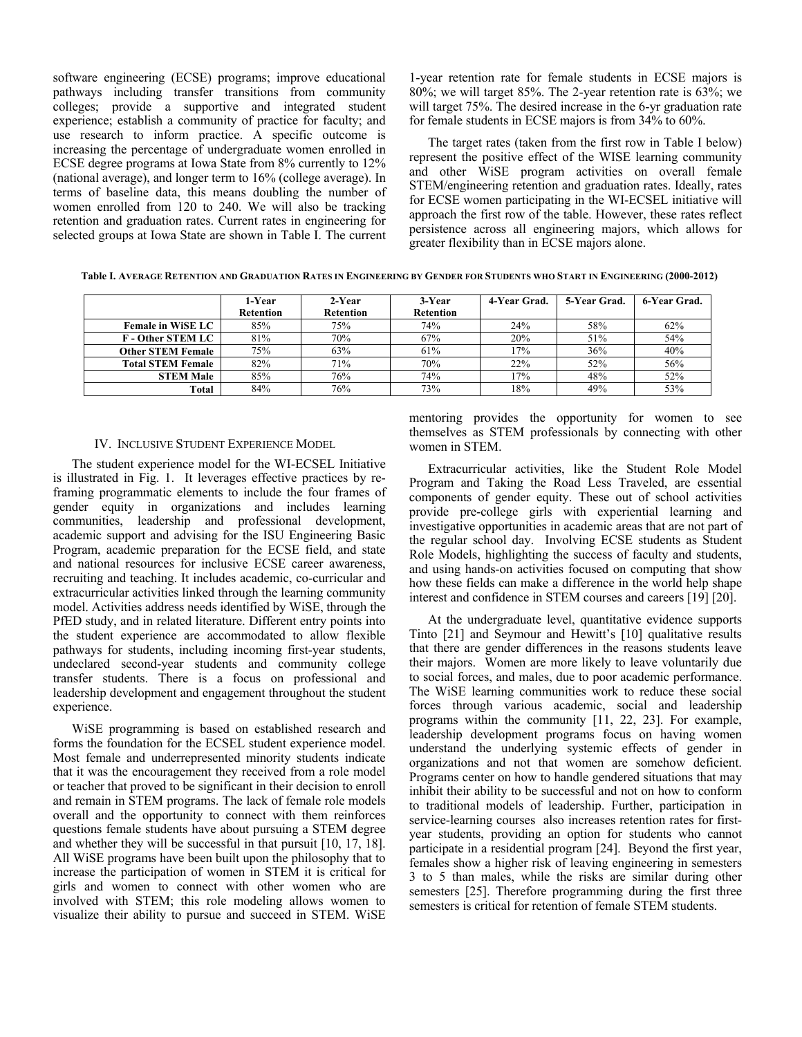software engineering (ECSE) programs; improve educational pathways including transfer transitions from community colleges; provide a supportive and integrated student experience; establish a community of practice for faculty; and use research to inform practice. A specific outcome is increasing the percentage of undergraduate women enrolled in ECSE degree programs at Iowa State from 8% currently to 12% (national average), and longer term to 16% (college average). In terms of baseline data, this means doubling the number of women enrolled from 120 to 240. We will also be tracking retention and graduation rates. Current rates in engineering for selected groups at Iowa State are shown in Table I. The current 1-year retention rate for female students in ECSE majors is 80%; we will target 85%. The 2-year retention rate is 63%; we will target 75%. The desired increase in the 6-yr graduation rate for female students in ECSE majors is from 34% to 60%.

The target rates (taken from the first row in Table I below) represent the positive effect of the WISE learning community and other WiSE program activities on overall female STEM/engineering retention and graduation rates. Ideally, rates for ECSE women participating in the WI-ECSEL initiative will approach the first row of the table. However, these rates reflect persistence across all engineering majors, which allows for greater flexibility than in ECSE majors alone.

**Table I. Average Retention and Graduation Rates in Engineering by Gender for Students who Start in Engineering (2000-2012)**

| | 1-Year Retention | 2-Year Retention | 3-Year Retention | 4-Year Grad. | 5-Year Grad. | 6-Year Grad. |
|---|---|---|---|---|---|---|
| Female in WiSE LC | 85% | 75% | 74% | 24% | 58% | 62% |
| F - Other STEM LC | 81% | 70% | 67% | 20% | 51% | 54% |
| Other STEM Female | 75% | 63% | 61% | 17% | 36% | 40% |
| Total STEM Female | 82% | 71% | 70% | 22% | 52% | 56% |
| STEM Male | 85% | 76% | 74% | 17% | 48% | 52% |
| Total | 84% | 76% | 73% | 18% | 49% | 53% |

## IV. Inclusive Student Experience Model

The student experience model for the WI-ECSEL Initiative is illustrated in Fig. 1. It leverages effective practices by re-framing programmatic elements to include the four frames of gender equity in organizations and includes learning communities, leadership and professional development, academic support and advising for the ISU Engineering Basic Program, academic preparation for the ECSE field, and state and national resources for inclusive ECSE career awareness, recruiting and teaching. It includes academic, co-curricular and extracurricular activities linked through the learning community model. Activities address needs identified by WiSE, through the PfED study, and in related literature. Different entry points into the student experience are accommodated to allow flexible pathways for students, including incoming first-year students, undeclared second-year students and community college transfer students. There is a focus on professional and leadership development and engagement throughout the student experience.

WiSE programming is based on established research and forms the foundation for the ECSEL student experience model. Most female and underrepresented minority students indicate that it was the encouragement they received from a role model or teacher that proved to be significant in their decision to enroll and remain in STEM programs. The lack of female role models overall and the opportunity to connect with them reinforces questions female students have about pursuing a STEM degree and whether they will be successful in that pursuit [10, 17, 18]. All WiSE programs have been built upon the philosophy that to increase the participation of women in STEM it is critical for girls and women to connect with other women who are involved with STEM; this role modeling allows women to visualize their ability to pursue and succeed in STEM. WiSE mentoring provides the opportunity for women to see themselves as STEM professionals by connecting with other women in STEM.

Extracurricular activities, like the Student Role Model Program and Taking the Road Less Traveled, are essential components of gender equity. These out of school activities provide pre-college girls with experiential learning and investigative opportunities in academic areas that are not part of the regular school day. Involving ECSE students as Student Role Models, highlighting the success of faculty and students, and using hands-on activities focused on computing that show how these fields can make a difference in the world help shape interest and confidence in STEM courses and careers [19] [20].

At the undergraduate level, quantitative evidence supports Tinto [21] and Seymour and Hewitt's [10] qualitative results that there are gender differences in the reasons students leave their majors. Women are more likely to leave voluntarily due to social forces, and males, due to poor academic performance. The WiSE learning communities work to reduce these social forces through various academic, social and leadership programs within the community [11, 22, 23]. For example, leadership development programs focus on having women understand the underlying systemic effects of gender in organizations and not that women are somehow deficient. Programs center on how to handle gendered situations that may inhibit their ability to be successful and not on how to conform to traditional models of leadership. Further, participation in service-learning courses also increases retention rates for first-year students, providing an option for students who cannot participate in a residential program [24]. Beyond the first year, females show a higher risk of leaving engineering in semesters 3 to 5 than males, while the risks are similar during other semesters [25]. Therefore programming during the first three semesters is critical for retention of female STEM students.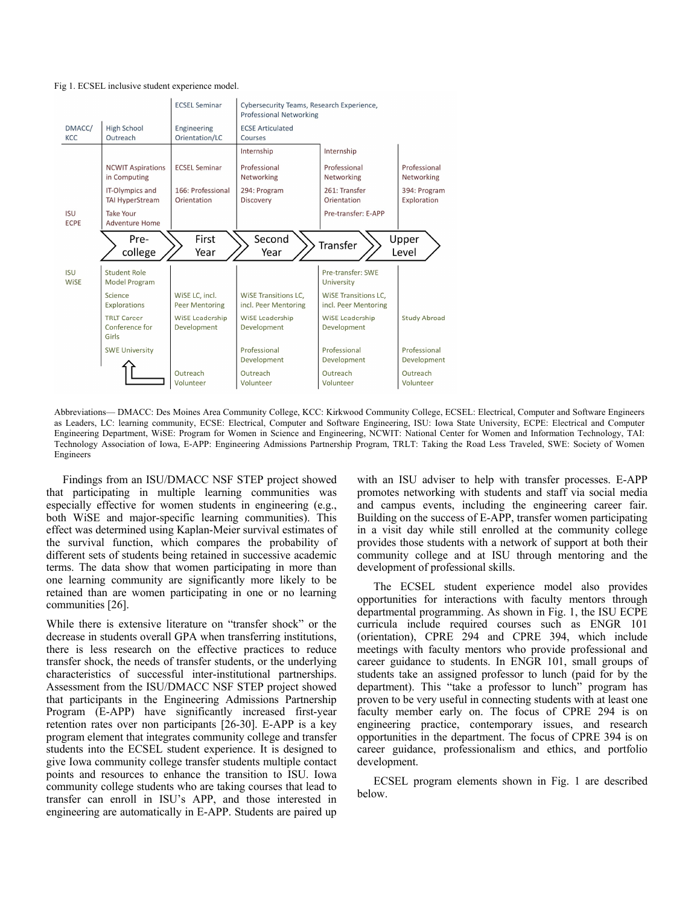Fig 1. ECSEL inclusive student experience model.

| | Pre-college | First Year | Second Year | Transfer | Upper Level |
|---|---|---|---|---|---|
| | | ECSEL Seminar | Cybersecurity Teams, Research Experience, Professional Networking | | |
| DMACC/ KCC | High School Outreach | Engineering Orientation/LC | ECSE Articulated Courses | | |
| ISU ECPE | | | Internship | Internship | |
| | NCWIT Aspirations in Computing | ECSEL Seminar | Professional Networking | Professional Networking | Professional Networking |
| | IT-Olympics and TAI HyperStream | 166: Professional Orientation | 294: Program Discovery | 261: Transfer Orientation | 394: Program Exploration |
| | Take Your Adventure Home | | | Pre-transfer: E-APP | |
| ISU WiSE | Student Role Model Program | | | Pre-transfer: SWE University | |
| | Science Explorations | WiSE LC, incl. Peer Mentoring | WiSE Transitions LC, incl. Peer Mentoring | WiSE Transitions LC, incl. Peer Mentoring | |
| | TRLT Career Conference for Girls | WiSE Leadership Development | WiSE Leadership Development | WiSE Leadership Development | Study Abroad |
| | SWE University | | Professional Development | Professional Development | Professional Development |
| | | Outreach Volunteer | Outreach Volunteer | Outreach Volunteer | Outreach Volunteer |

Abbreviations— DMACC: Des Moines Area Community College, KCC: Kirkwood Community College, ECSEL: Electrical, Computer and Software Engineers as Leaders, LC: learning community, ECSE: Electrical, Computer and Software Engineering, ISU: Iowa State University, ECPE: Electrical and Computer Engineering Department, WiSE: Program for Women in Science and Engineering, NCWIT: National Center for Women and Information Technology, TAI: Technology Association of Iowa, E-APP: Engineering Admissions Partnership Program, TRLT: Taking the Road Less Traveled, SWE: Society of Women Engineers

Findings from an ISU/DMACC NSF STEP project showed that participating in multiple learning communities was especially effective for women students in engineering (e.g., both WiSE and major-specific learning communities). This effect was determined using Kaplan-Meier survival estimates of the survival function, which compares the probability of different sets of students being retained in successive academic terms. The data show that women participating in more than one learning community are significantly more likely to be retained than are women participating in one or no learning communities [26].

While there is extensive literature on "transfer shock" or the decrease in students overall GPA when transferring institutions, there is less research on the effective practices to reduce transfer shock, the needs of transfer students, or the underlying characteristics of successful inter-institutional partnerships. Assessment from the ISU/DMACC NSF STEP project showed that participants in the Engineering Admissions Partnership Program (E-APP) have significantly increased first-year retention rates over non participants [26-30]. E-APP is a key program element that integrates community college and transfer students into the ECSEL student experience. It is designed to give Iowa community college transfer students multiple contact points and resources to enhance the transition to ISU. Iowa community college students who are taking courses that lead to transfer can enroll in ISU's APP, and those interested in engineering are automatically in E-APP. Students are paired up with an ISU adviser to help with transfer processes. E-APP promotes networking with students and staff via social media and campus events, including the engineering career fair. Building on the success of E-APP, transfer women participating in a visit day while still enrolled at the community college provides those students with a network of support at both their community college and at ISU through mentoring and the development of professional skills.

The ECSEL student experience model also provides opportunities for interactions with faculty mentors through departmental programming. As shown in Fig. 1, the ISU ECPE curricula include required courses such as ENGR 101 (orientation), CPRE 294 and CPRE 394, which include meetings with faculty mentors who provide professional and career guidance to students. In ENGR 101, small groups of students take an assigned professor to lunch (paid for by the department). This "take a professor to lunch" program has proven to be very useful in connecting students with at least one faculty member early on. The focus of CPRE 294 is on engineering practice, contemporary issues, and research opportunities in the department. The focus of CPRE 394 is on career guidance, professionalism and ethics, and portfolio development.

ECSEL program elements shown in Fig. 1 are described below.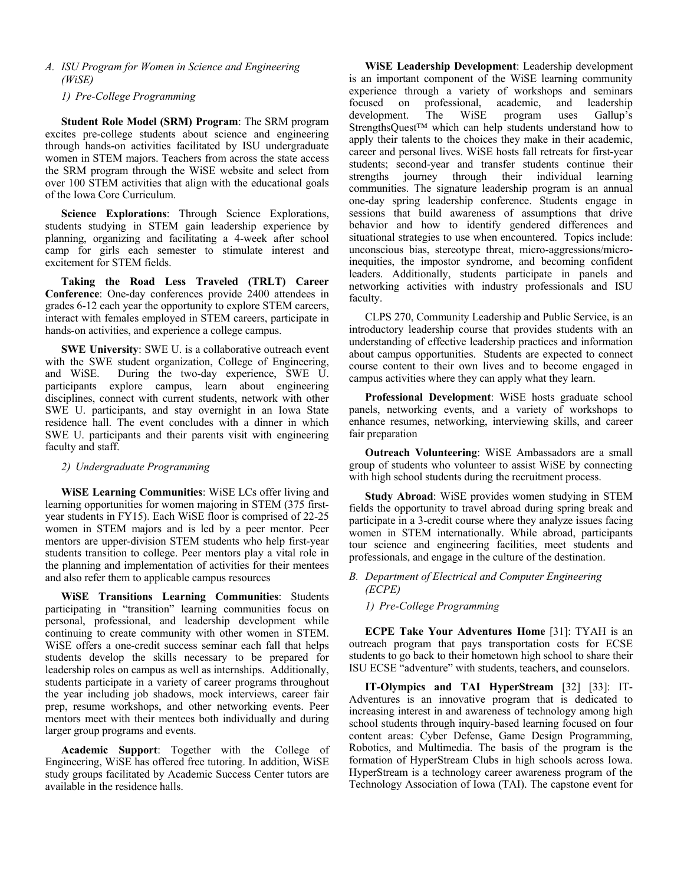### A. ISU Program for Women in Science and Engineering (WiSE)

#### 1) Pre-College Programming

**Student Role Model (SRM) Program**: The SRM program excites pre-college students about science and engineering through hands-on activities facilitated by ISU undergraduate women in STEM majors. Teachers from across the state access the SRM program through the WiSE website and select from over 100 STEM activities that align with the educational goals of the Iowa Core Curriculum.

**Science Explorations**: Through Science Explorations, students studying in STEM gain leadership experience by planning, organizing and facilitating a 4-week after school camp for girls each semester to stimulate interest and excitement for STEM fields.

**Taking the Road Less Traveled (TRLT) Career Conference**: One-day conferences provide 2400 attendees in grades 6-12 each year the opportunity to explore STEM careers, interact with females employed in STEM careers, participate in hands-on activities, and experience a college campus.

**SWE University**: SWE U. is a collaborative outreach event with the SWE student organization, College of Engineering, and WiSE. During the two-day experience, SWE U. participants explore campus, learn about engineering disciplines, connect with current students, network with other SWE U. participants, and stay overnight in an Iowa State residence hall. The event concludes with a dinner in which SWE U. participants and their parents visit with engineering faculty and staff.

#### 2) Undergraduate Programming

**WiSE Learning Communities**: WiSE LCs offer living and learning opportunities for women majoring in STEM (375 first-year students in FY15). Each WiSE floor is comprised of 22-25 women in STEM majors and is led by a peer mentor. Peer mentors are upper-division STEM students who help first-year students transition to college. Peer mentors play a vital role in the planning and implementation of activities for their mentees and also refer them to applicable campus resources

**WiSE Transitions Learning Communities**: Students participating in "transition" learning communities focus on personal, professional, and leadership development while continuing to create community with other women in STEM. WiSE offers a one-credit success seminar each fall that helps students develop the skills necessary to be prepared for leadership roles on campus as well as internships. Additionally, students participate in a variety of career programs throughout the year including job shadows, mock interviews, career fair prep, resume workshops, and other networking events. Peer mentors meet with their mentees both individually and during larger group programs and events.

**Academic Support**: Together with the College of Engineering, WiSE has offered free tutoring. In addition, WiSE study groups facilitated by Academic Success Center tutors are available in the residence halls.

**WiSE Leadership Development**: Leadership development is an important component of the WiSE learning community experience through a variety of workshops and seminars focused on professional, academic, and leadership development. The WiSE program uses Gallup's StrengthsQuest™ which can help students understand how to apply their talents to the choices they make in their academic, career and personal lives. WiSE hosts fall retreats for first-year students; second-year and transfer students continue their strengths journey through their individual learning communities. The signature leadership program is an annual one-day spring leadership conference. Students engage in sessions that build awareness of assumptions that drive behavior and how to identify gendered differences and situational strategies to use when encountered. Topics include: unconscious bias, stereotype threat, micro-aggressions/micro-inequities, the impostor syndrome, and becoming confident leaders. Additionally, students participate in panels and networking activities with industry professionals and ISU faculty.

CLPS 270, Community Leadership and Public Service, is an introductory leadership course that provides students with an understanding of effective leadership practices and information about campus opportunities. Students are expected to connect course content to their own lives and to become engaged in campus activities where they can apply what they learn.

**Professional Development**: WiSE hosts graduate school panels, networking events, and a variety of workshops to enhance resumes, networking, interviewing skills, and career fair preparation

**Outreach Volunteering**: WiSE Ambassadors are a small group of students who volunteer to assist WiSE by connecting with high school students during the recruitment process.

**Study Abroad**: WiSE provides women studying in STEM fields the opportunity to travel abroad during spring break and participate in a 3-credit course where they analyze issues facing women in STEM internationally. While abroad, participants tour science and engineering facilities, meet students and professionals, and engage in the culture of the destination.

### B. Department of Electrical and Computer Engineering (ECPE)

#### 1) Pre-College Programming

**ECPE Take Your Adventures Home** [31]: TYAH is an outreach program that pays transportation costs for ECSE students to go back to their hometown high school to share their ISU ECSE "adventure" with students, teachers, and counselors.

**IT-Olympics and TAI HyperStream** [32] [33]: IT-Adventures is an innovative program that is dedicated to increasing interest in and awareness of technology among high school students through inquiry-based learning focused on four content areas: Cyber Defense, Game Design Programming, Robotics, and Multimedia. The basis of the program is the formation of HyperStream Clubs in high schools across Iowa. HyperStream is a technology career awareness program of the Technology Association of Iowa (TAI). The capstone event for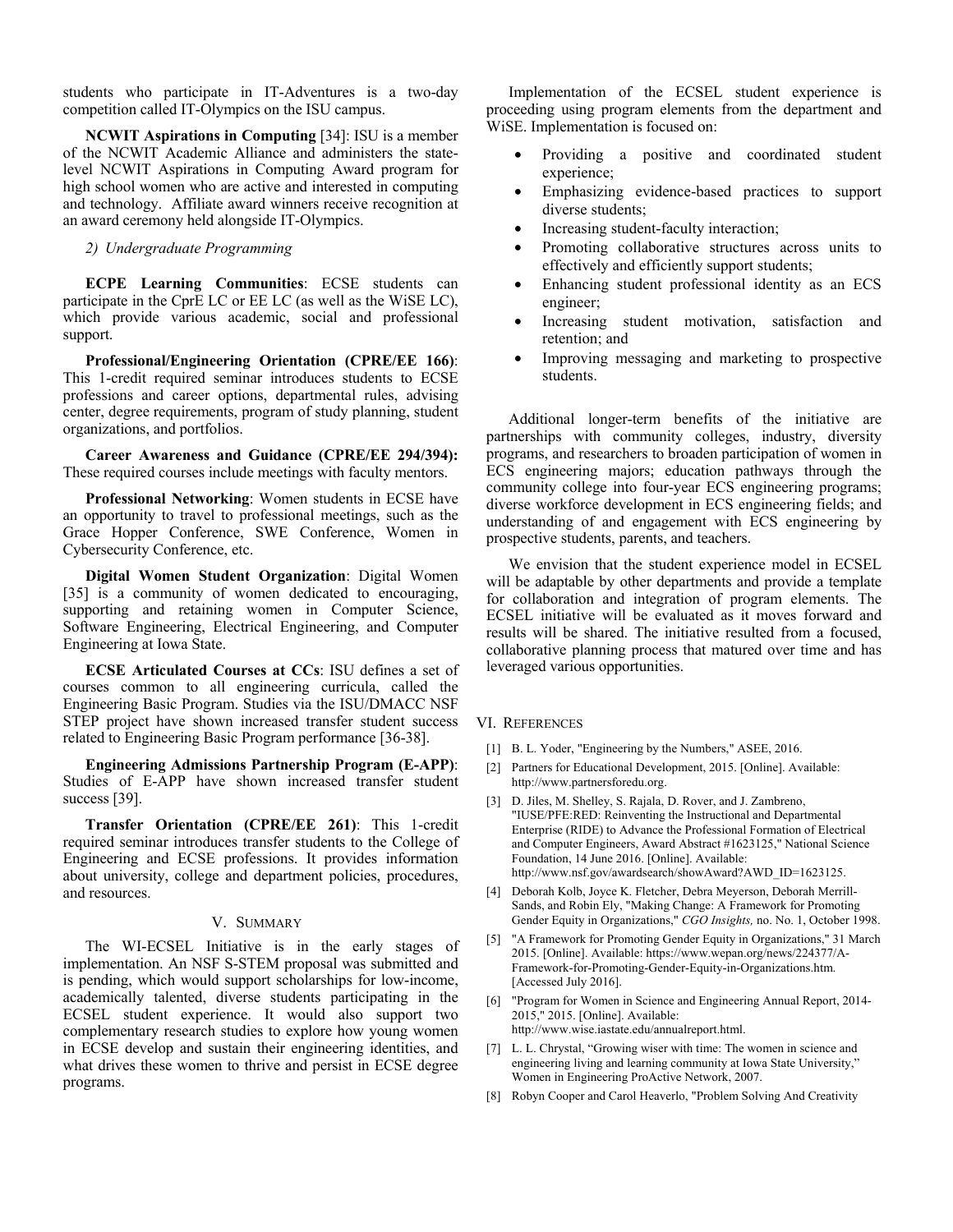students who participate in IT-Adventures is a two-day competition called IT-Olympics on the ISU campus.

**NCWIT Aspirations in Computing** [34]: ISU is a member of the NCWIT Academic Alliance and administers the state-level NCWIT Aspirations in Computing Award program for high school women who are active and interested in computing and technology. Affiliate award winners receive recognition at an award ceremony held alongside IT-Olympics.

*2) Undergraduate Programming*

**ECPE Learning Communities**: ECSE students can participate in the CprE LC or EE LC (as well as the WiSE LC), which provide various academic, social and professional support.

**Professional/Engineering Orientation (CPRE/EE 166)**: This 1-credit required seminar introduces students to ECSE professions and career options, departmental rules, advising center, degree requirements, program of study planning, student organizations, and portfolios.

**Career Awareness and Guidance (CPRE/EE 294/394):** These required courses include meetings with faculty mentors.

**Professional Networking**: Women students in ECSE have an opportunity to travel to professional meetings, such as the Grace Hopper Conference, SWE Conference, Women in Cybersecurity Conference, etc.

**Digital Women Student Organization**: Digital Women [35] is a community of women dedicated to encouraging, supporting and retaining women in Computer Science, Software Engineering, Electrical Engineering, and Computer Engineering at Iowa State.

**ECSE Articulated Courses at CCs**: ISU defines a set of courses common to all engineering curricula, called the Engineering Basic Program. Studies via the ISU/DMACC NSF STEP project have shown increased transfer student success related to Engineering Basic Program performance [36-38].

**Engineering Admissions Partnership Program (E-APP)**: Studies of E-APP have shown increased transfer student success [39].

**Transfer Orientation (CPRE/EE 261)**: This 1-credit required seminar introduces transfer students to the College of Engineering and ECSE professions. It provides information about university, college and department policies, procedures, and resources.

## V. Summary

The WI-ECSEL Initiative is in the early stages of implementation. An NSF S-STEM proposal was submitted and is pending, which would support scholarships for low-income, academically talented, diverse students participating in the ECSEL student experience. It would also support two complementary research studies to explore how young women in ECSE develop and sustain their engineering identities, and what drives these women to thrive and persist in ECSE degree programs.

Implementation of the ECSEL student experience is proceeding using program elements from the department and WiSE. Implementation is focused on:

- Providing a positive and coordinated student experience;
- Emphasizing evidence-based practices to support diverse students;
- Increasing student-faculty interaction;
- Promoting collaborative structures across units to effectively and efficiently support students;
- Enhancing student professional identity as an ECS engineer;
- Increasing student motivation, satisfaction and retention; and
- Improving messaging and marketing to prospective students.

Additional longer-term benefits of the initiative are partnerships with community colleges, industry, diversity programs, and researchers to broaden participation of women in ECS engineering majors; education pathways through the community college into four-year ECS engineering programs; diverse workforce development in ECS engineering fields; and understanding of and engagement with ECS engineering by prospective students, parents, and teachers.

We envision that the student experience model in ECSEL will be adaptable by other departments and provide a template for collaboration and integration of program elements. The ECSEL initiative will be evaluated as it moves forward and results will be shared. The initiative resulted from a focused, collaborative planning process that matured over time and has leveraged various opportunities.

## VI. References

[1] B. L. Yoder, "Engineering by the Numbers," ASEE, 2016.

[2] Partners for Educational Development, 2015. [Online]. Available: http://www.partnersforedu.org.

[3] D. Jiles, M. Shelley, S. Rajala, D. Rover, and J. Zambreno, "IUSE/PFE:RED: Reinventing the Instructional and Departmental Enterprise (RIDE) to Advance the Professional Formation of Electrical and Computer Engineers, Award Abstract #1623125," National Science Foundation, 14 June 2016. [Online]. Available: http://www.nsf.gov/awardsearch/showAward?AWD_ID=1623125.

[4] Deborah Kolb, Joyce K. Fletcher, Debra Meyerson, Deborah Merrill-Sands, and Robin Ely, "Making Change: A Framework for Promoting Gender Equity in Organizations," *CGO Insights,* no. No. 1, October 1998.

[5] "A Framework for Promoting Gender Equity in Organizations," 31 March 2015. [Online]. Available: https://www.wepan.org/news/224377/A-Framework-for-Promoting-Gender-Equity-in-Organizations.htm. [Accessed July 2016].

[6] "Program for Women in Science and Engineering Annual Report, 2014-2015," 2015. [Online]. Available: http://www.wise.iastate.edu/annualreport.html.

[7] L. L. Chrystal, "Growing wiser with time: The women in science and engineering living and learning community at Iowa State University," Women in Engineering ProActive Network, 2007.

[8] Robyn Cooper and Carol Heaverlo, "Problem Solving And Creativity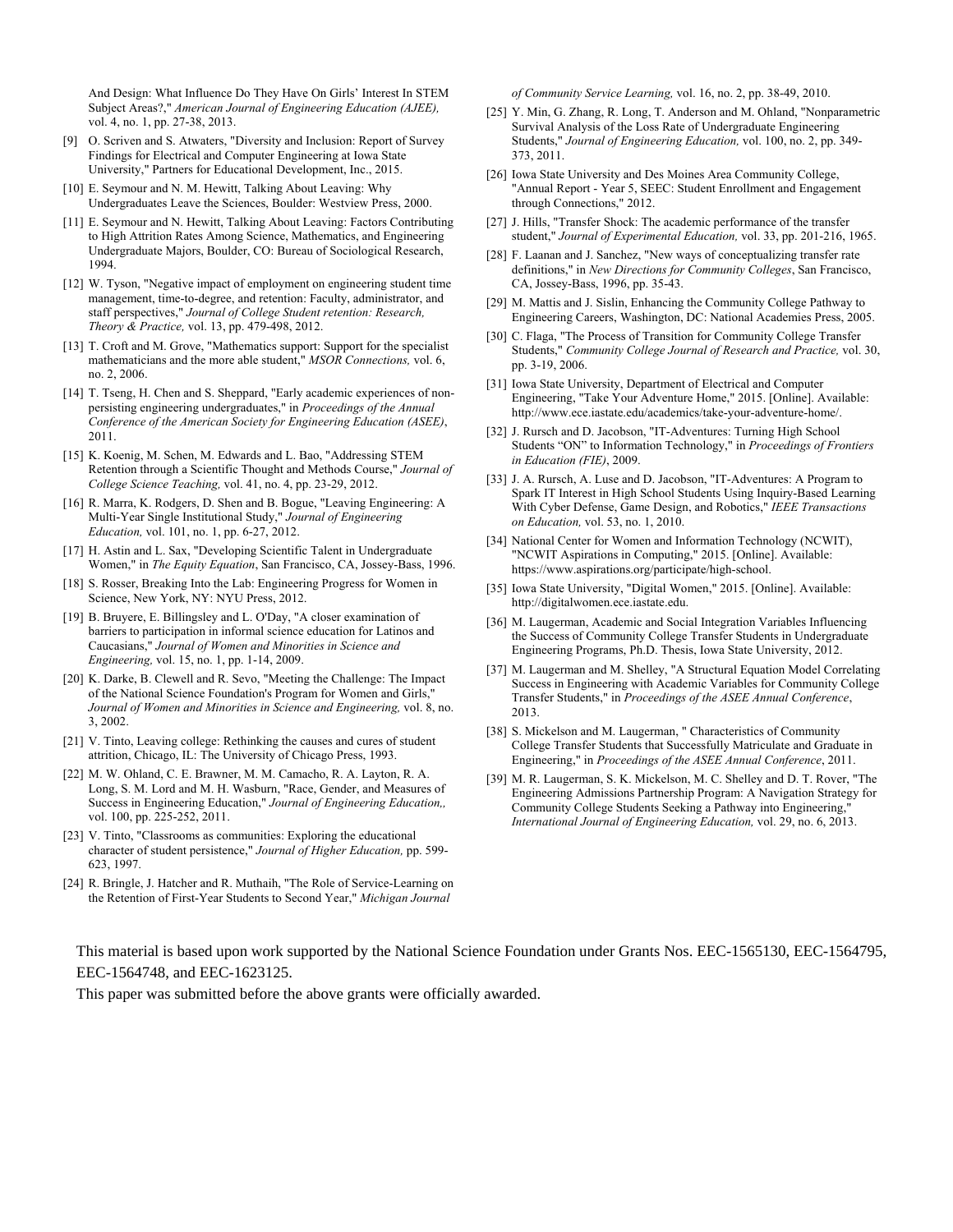And Design: What Influence Do They Have On Girls' Interest In STEM Subject Areas?," *American Journal of Engineering Education (AJEE),* vol. 4, no. 1, pp. 27-38, 2013.

[9] O. Scriven and S. Atwaters, "Diversity and Inclusion: Report of Survey Findings for Electrical and Computer Engineering at Iowa State University," Partners for Educational Development, Inc., 2015.

[10] E. Seymour and N. M. Hewitt, Talking About Leaving: Why Undergraduates Leave the Sciences, Boulder: Westview Press, 2000.

[11] E. Seymour and N. Hewitt, Talking About Leaving: Factors Contributing to High Attrition Rates Among Science, Mathematics, and Engineering Undergraduate Majors, Boulder, CO: Bureau of Sociological Research, 1994.

[12] W. Tyson, "Negative impact of employment on engineering student time management, time-to-degree, and retention: Faculty, administrator, and staff perspectives," *Journal of College Student retention: Research, Theory & Practice,* vol. 13, pp. 479-498, 2012.

[13] T. Croft and M. Grove, "Mathematics support: Support for the specialist mathematicians and the more able student," *MSOR Connections,* vol. 6, no. 2, 2006.

[14] T. Tseng, H. Chen and S. Sheppard, "Early academic experiences of non-persisting engineering undergraduates," in *Proceedings of the Annual Conference of the American Society for Engineering Education (ASEE)*, 2011.

[15] K. Koenig, M. Schen, M. Edwards and L. Bao, "Addressing STEM Retention through a Scientific Thought and Methods Course," *Journal of College Science Teaching,* vol. 41, no. 4, pp. 23-29, 2012.

[16] R. Marra, K. Rodgers, D. Shen and B. Bogue, "Leaving Engineering: A Multi-Year Single Institutional Study," *Journal of Engineering Education,* vol. 101, no. 1, pp. 6-27, 2012.

[17] H. Astin and L. Sax, "Developing Scientific Talent in Undergraduate Women," in *The Equity Equation*, San Francisco, CA, Jossey-Bass, 1996.

[18] S. Rosser, Breaking Into the Lab: Engineering Progress for Women in Science, New York, NY: NYU Press, 2012.

[19] B. Bruyere, E. Billingsley and L. O'Day, "A closer examination of barriers to participation in informal science education for Latinos and Caucasians," *Journal of Women and Minorities in Science and Engineering,* vol. 15, no. 1, pp. 1-14, 2009.

[20] K. Darke, B. Clewell and R. Sevo, "Meeting the Challenge: The Impact of the National Science Foundation's Program for Women and Girls," *Journal of Women and Minorities in Science and Engineering,* vol. 8, no. 3, 2002.

[21] V. Tinto, Leaving college: Rethinking the causes and cures of student attrition, Chicago, IL: The University of Chicago Press, 1993.

[22] M. W. Ohland, C. E. Brawner, M. M. Camacho, R. A. Layton, R. A. Long, S. M. Lord and M. H. Wasburn, "Race, Gender, and Measures of Success in Engineering Education," *Journal of Engineering Education,,* vol. 100, pp. 225-252, 2011.

[23] V. Tinto, "Classrooms as communities: Exploring the educational character of student persistence," *Journal of Higher Education,* pp. 599-623, 1997.

[24] R. Bringle, J. Hatcher and R. Muthaih, "The Role of Service-Learning on the Retention of First-Year Students to Second Year," *Michigan Journal of Community Service Learning,* vol. 16, no. 2, pp. 38-49, 2010.

[25] Y. Min, G. Zhang, R. Long, T. Anderson and M. Ohland, "Nonparametric Survival Analysis of the Loss Rate of Undergraduate Engineering Students," *Journal of Engineering Education,* vol. 100, no. 2, pp. 349-373, 2011.

[26] Iowa State University and Des Moines Area Community College, "Annual Report - Year 5, SEEC: Student Enrollment and Engagement through Connections," 2012.

[27] J. Hills, "Transfer Shock: The academic performance of the transfer student," *Journal of Experimental Education,* vol. 33, pp. 201-216, 1965.

[28] F. Laanan and J. Sanchez, "New ways of conceptualizing transfer rate definitions," in *New Directions for Community Colleges*, San Francisco, CA, Jossey-Bass, 1996, pp. 35-43.

[29] M. Mattis and J. Sislin, Enhancing the Community College Pathway to Engineering Careers, Washington, DC: National Academies Press, 2005.

[30] C. Flaga, "The Process of Transition for Community College Transfer Students," *Community College Journal of Research and Practice,* vol. 30, pp. 3-19, 2006.

[31] Iowa State University, Department of Electrical and Computer Engineering, "Take Your Adventure Home," 2015. [Online]. Available: http://www.ece.iastate.edu/academics/take-your-adventure-home/.

[32] J. Rursch and D. Jacobson, "IT-Adventures: Turning High School Students "ON" to Information Technology," in *Proceedings of Frontiers in Education (FIE)*, 2009.

[33] J. A. Rursch, A. Luse and D. Jacobson, "IT-Adventures: A Program to Spark IT Interest in High School Students Using Inquiry-Based Learning With Cyber Defense, Game Design, and Robotics," *IEEE Transactions on Education,* vol. 53, no. 1, 2010.

[34] National Center for Women and Information Technology (NCWIT), "NCWIT Aspirations in Computing," 2015. [Online]. Available: https://www.aspirations.org/participate/high-school.

[35] Iowa State University, "Digital Women," 2015. [Online]. Available: http://digitalwomen.ece.iastate.edu.

[36] M. Laugerman, Academic and Social Integration Variables Influencing the Success of Community College Transfer Students in Undergraduate Engineering Programs, Ph.D. Thesis, Iowa State University, 2012.

[37] M. Laugerman and M. Shelley, "A Structural Equation Model Correlating Success in Engineering with Academic Variables for Community College Transfer Students," in *Proceedings of the ASEE Annual Conference*, 2013.

[38] S. Mickelson and M. Laugerman, " Characteristics of Community College Transfer Students that Successfully Matriculate and Graduate in Engineering," in *Proceedings of the ASEE Annual Conference*, 2011.

[39] M. R. Laugerman, S. K. Mickelson, M. C. Shelley and D. T. Rover, "The Engineering Admissions Partnership Program: A Navigation Strategy for Community College Students Seeking a Pathway into Engineering," *International Journal of Engineering Education,* vol. 29, no. 6, 2013.

This material is based upon work supported by the National Science Foundation under Grants Nos. EEC-1565130, EEC-1564795, EEC-1564748, and EEC-1623125.

This paper was submitted before the above grants were officially awarded.